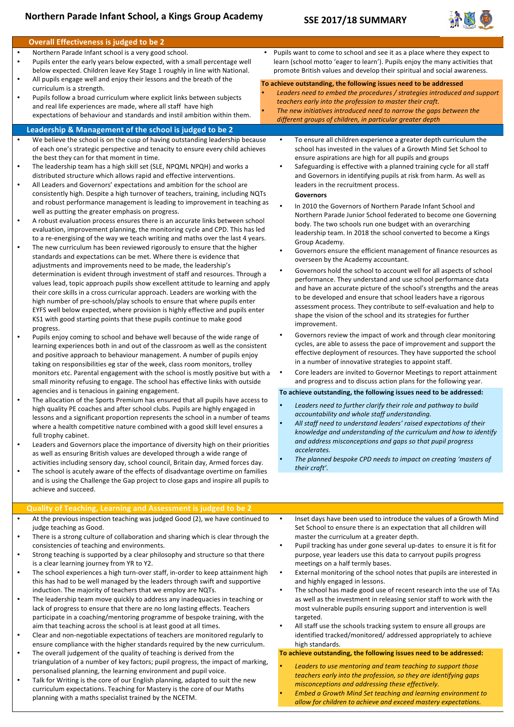# Northern Parade Infant School, a Kings Group Academy

## SSE 2017/18 SUMMARY

## Overall Effectiveness is judged to be 2

- Northern Parade Infant school is a very good school.
- Pupils enter the early years below expected, with a small percentage well below expected. Children leave Key Stage 1 roughly in line with National.
- All pupils engage well and enjoy their lessons and the breath of the curriculum is a strength.
- Pupils follow a broad curriculum where explicit links between subjects and real life experiences are made, where all staff have high expectations of behaviour and standards and instil ambition within them.
- Pupils want to come to school and see it as a place where they expect to learn (school motto 'eager to learn'). Pupils enjoy the many activities that promote British values and develop their spiritual and social awareness.

**To achieve outstanding, the following issues need to be addressed**

- *Leaders need to embed the procedures / strategies introduced and support teachers early into the profession to master their craft.*
- *The new initiatives introduced need to narrow the gaps between the different groups of children, in particular greater depth*

## Leadership & Management of the school is judged to be 2

- We believe the school is on the cusp of having outstanding leadership because of each one's strategic perspective and tenacity to ensure every child achieves the best they can for that moment in time.
- The leadership team has a high skill set (SLE, NPQML NPQH) and works a distributed structure which allows rapid and effective interventions.
- All Leaders and Governors' expectations and ambition for the school are consistently high. Despite a high turnover of teachers, training, including NQTs and robust performance management is leading to improvement in teaching as well as putting the greater emphasis on progress.
- A robust evaluation process ensures there is an accurate links between school evaluation, improvement planning, the monitoring cycle and CPD. This has led to a re-energising of the way we teach writing and maths over the last 4 years.
- The new curriculum has been reviewed rigorously to ensure that the higher standards and expectations can be met. Where there is evidence that adjustments and improvements need to be made, the leadership's determination is evident through investment of staff and resources. Through a values lead, topic approach pupils show excellent attitude to learning and apply their core skills in a cross curricular approach. Leaders are working with the high number of pre-schools/play schools to ensure that where pupils enter EYFS well below expected, where provision is highly effective and pupils enter KS1 with good starting points that these pupils continue to make good progress.
- Pupils enjoy coming to school and behave well because of the wide range of learning experiences both in and out of the classroom as well as the consistent and positive approach to behaviour management. A number of pupils enjoy taking on responsibilities eg star of the week, class room monitors, trolley monitors etc. Parental engagement with the school is mostly positive but with a small minority refusing to engage. The school has effective links with outside agencies and is tenacious in gaining engagement.
- The allocation of the Sports Premium has ensured that all pupils have access to high quality PE coaches and after school clubs. Pupils are highly engaged in lessons and a significant proportion represents the school in a number of teams where a health competitive nature combined with a good skill level ensures a full trophy cabinet.
- Leaders and Governors place the importance of diversity high on their priorities as well as ensuring British values are developed through a wide range of activities including sensory day, school council, Britain day, Armed forces day.
- The school is acutely aware of the effects of disadvantage overtime on families and is using the Challenge the Gap project to close gaps and inspire all pupils to achieve and succeed.
- To ensure all children experience a greater depth curriculum the school has invested in the values of a Growth Mind Set School to ensure aspirations are high for all pupils and groups
- Safeguarding is effective with a planned training cycle for all staff and Governors in identifying pupils at risk from harm. As well as leaders in the recruitment process.

**Governors**

- In 2010 the Governors of Northern Parade Infant School and Northern Parade Junior School federated to become one Governing body. The two schools run one budget with an overarching leadership team. In 2018 the school converted to become a Kings Group Academy.
- Governors ensure the efficient management of finance resources as overseen by the Academy accountant.
- Governors hold the school to account well for all aspects of school performance. They understand and use school performance data and have an accurate picture of the school's strengths and the areas to be developed and ensure that school leaders have a rigorous assessment process. They contribute to self-evaluation and help to shape the vision of the school and its strategies for further improvement.
- Governors review the impact of work and through clear monitoring cycles, are able to assess the pace of improvement and support the effective deployment of resources. They have supported the school in a number of innovative strategies to appoint staff.
- Core leaders are invited to Governor Meetings to report attainment and progress and to discuss action plans for the following year.

**To achieve outstanding, the following issues need to be addressed:**

- *Leaders need to further clarify their role and pathway to build accountability and whole staff understanding.*
- *All staff need to understand leaders' raised expectations of their knowledge and understanding of the curriculum and how to identify and address misconceptions and gaps so that pupil progress accelerates.*
- *The planned bespoke CPD needs to impact on creating 'masters of their craft'.*

## Quality of Teaching, Learning and Assessment is judged to be 2

- At the previous inspection teaching was judged Good (2), we have continued to judge teaching as Good.
- There is a strong culture of collaboration and sharing which is clear through the consistencies of teaching and environments.
- Strong teaching is supported by a clear philosophy and structure so that there is a clear learning journey from YR to Y2.
- The school experiences a high turn-over staff, in-order to keep attainment high this has had to be well managed by the leaders through swift and supportive induction. The majority of teachers that we employ are NQTs.
- The leadership team move quickly to address any inadequacies in teaching or lack of progress to ensure that there are no long lasting effects. Teachers participate in a coaching/mentoring programme of bespoke training, with the aim that teaching across the school is at least good at all times.
- Clear and non-negotiable expectations of teachers are monitored regularly to ensure compliance with the higher standards required by the new curriculum.
- The overall judgement of the quality of teaching is derived from the triangulation of a number of key factors; pupil progress, the impact of marking, personalised planning, the learning environment and pupil voice.
- Talk for Writing is the core of our English planning, adapted to suit the new curriculum expectations. Teaching for Mastery is the core of our Maths planning with a maths specialist trained by the NCETM.
- Inset days have been used to introduce the values of a Growth Mind Set School to ensure there is an expectation that all children will master the curriculum at a greater depth.
- Pupil tracking has under gone several up-dates to ensure it is fit for purpose, year leaders use this data to carryout pupils progress meetings on a half termly bases.
- External monitoring of the school notes that pupils are interested in and highly engaged in lessons.
- The school has made good use of recent research into the use of TAs as well as the investment in releasing senior staff to work with the most vulnerable pupils ensuring support and intervention is well targeted.
- All staff use the schools tracking system to ensure all groups are identified tracked/monitored/ addressed appropriately to achieve high standards.

**To achieve outstanding, the following issues need to be addressed:**

- *Leaders to use mentoring and team teaching to support those teachers early into the profession, so they are identifying gaps misconceptions and addressing these effectively.*
- *Embed a Growth Mind Set teaching and learning environment to allow for children to achieve and exceed mastery expectations.*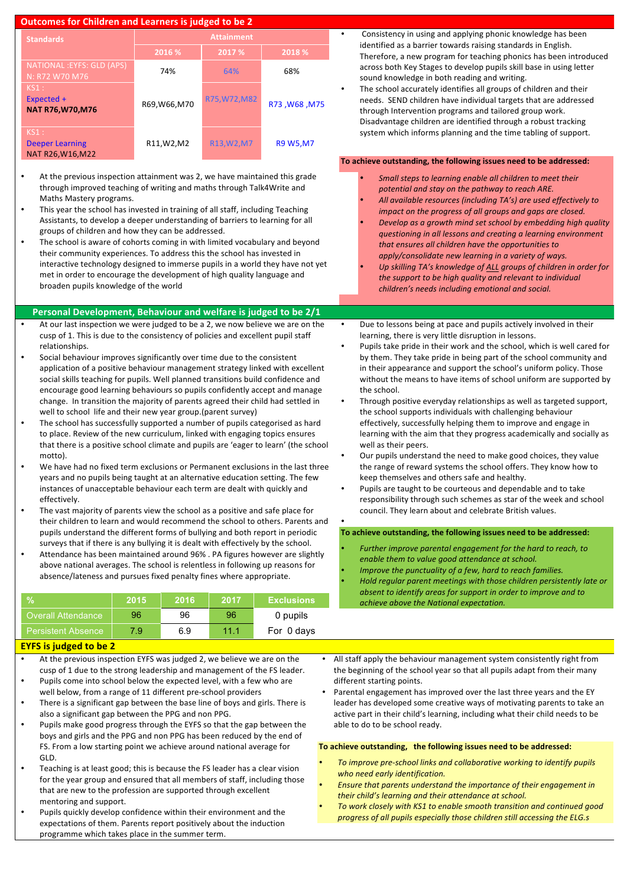## Outcomes for Children and Learners is judged to be 2

| Standards | Attainment | | |
|---|---|---|---|
| | 2016 % | 2017 % | 2018 % |
| NATIONAL :EYFS: GLD (APS) N: R72 W70 M76 | 74% | 64% | 68% |
| KS1 : Expected + **NAT R76,W70,M76** | R69,W66,M70 | R75,W72,M82 | R73 ,W68 ,M75 |
| KS1 : Deeper Learning NAT R26,W16,M22 | R11,W2,M2 | R13,W2,M7 | R9 W5,M7 |

- At the previous inspection attainment was 2, we have maintained this grade through improved teaching of writing and maths through Talk4Write and Maths Mastery programs.
- This year the school has invested in training of all staff, including Teaching Assistants, to develop a deeper understanding of barriers to learning for all groups of children and how they can be addressed.
- The school is aware of cohorts coming in with limited vocabulary and beyond their community experiences. To address this the school has invested in interactive technology designed to immerse pupils in a world they have not yet met in order to encourage the development of high quality language and broaden pupils knowledge of the world
- Consistency in using and applying phonic knowledge has been identified as a barrier towards raising standards in English. Therefore, a new program for teaching phonics has been introduced across both Key Stages to develop pupils skill base in using letter sound knowledge in both reading and writing.
- The school accurately identifies all groups of children and their needs. SEND children have individual targets that are addressed through Intervention programs and tailored group work. Disadvantage children are identified through a robust tracking system which informs planning and the time tabling of support.

**To achieve outstanding, the following issues need to be addressed:**

- *Small steps to learning enable all children to meet their potential and stay on the pathway to reach ARE.*
- *All available resources (including TA's) are used effectively to impact on the progress of all groups and gaps are closed.*
- *Develop as a growth mind set school by embedding high quality questioning in all lessons and creating a learning environment that ensures all children have the opportunities to apply/consolidate new learning in a variety of ways.*
- *Up skilling TA's knowledge of ALL groups of children in order for the support to be high quality and relevant to individual children's needs including emotional and social.*

## Personal Development, Behaviour and welfare is judged to be 2/1

- At our last inspection we were judged to be a 2, we now believe we are on the cusp of 1. This is due to the consistency of policies and excellent pupil staff relationships.
- Social behaviour improves significantly over time due to the consistent application of a positive behaviour management strategy linked with excellent social skills teaching for pupils. Well planned transitions build confidence and encourage good learning behaviours so pupils confidently accept and manage change. In transition the majority of parents agreed their child had settled in well to school life and their new year group.(parent survey)
- The school has successfully supported a number of pupils categorised as hard to place. Review of the new curriculum, linked with engaging topics ensures that there is a positive school climate and pupils are 'eager to learn' (the school motto).
- We have had no fixed term exclusions or Permanent exclusions in the last three years and no pupils being taught at an alternative education setting. The few instances of unacceptable behaviour each term are dealt with quickly and effectively.
- The vast majority of parents view the school as a positive and safe place for their children to learn and would recommend the school to others. Parents and pupils understand the different forms of bullying and both report in periodic surveys that if there is any bullying it is dealt with effectively by the school.
- Attendance has been maintained around 96% . PA figures however are slightly above national averages. The school is relentless in following up reasons for absence/lateness and pursues fixed penalty fines where appropriate.

| % | 2015 | 2016 | 2017 | Exclusions |
|---|---|---|---|---|
| Overall Attendance | 96 | 96 | 96 | 0 pupils |
| Persistent Absence | 7.9 | 6.9 | 11.1 | For 0 days |

- Due to lessons being at pace and pupils actively involved in their learning, there is very little disruption in lessons.
- Pupils take pride in their work and the school, which is well cared for by them. They take pride in being part of the school community and in their appearance and support the school's uniform policy. Those without the means to have items of school uniform are supported by the school.
- Through positive everyday relationships as well as targeted support, the school supports individuals with challenging behaviour effectively, successfully helping them to improve and engage in learning with the aim that they progress academically and socially as well as their peers.
- Our pupils understand the need to make good choices, they value the range of reward systems the school offers. They know how to keep themselves and others safe and healthy.
- Pupils are taught to be courteous and dependable and to take responsibility through such schemes as star of the week and school council. They learn about and celebrate British values.

**To achieve outstanding, the following issues need to be addressed:**

- *Further improve parental engagement for the hard to reach, to enable them to value good attendance at school.*
- *Improve the punctuality of a few, hard to reach families.*
- *Hold regular parent meetings with those children persistently late or absent to identify areas for support in order to improve and to achieve above the National expectation.*

## EYFS is judged to be 2

- At the previous inspection EYFS was judged 2, we believe we are on the cusp of 1 due to the strong leadership and management of the FS leader.
- Pupils come into school below the expected level, with a few who are well below, from a range of 11 different pre-school providers
- There is a significant gap between the base line of boys and girls. There is also a significant gap between the PPG and non PPG.
- Pupils make good progress through the EYFS so that the gap between the boys and girls and the PPG and non PPG has been reduced by the end of FS. From a low starting point we achieve around national average for GLD.
- Teaching is at least good; this is because the FS leader has a clear vision for the year group and ensured that all members of staff, including those that are new to the profession are supported through excellent mentoring and support.
- Pupils quickly develop confidence within their environment and the expectations of them. Parents report positively about the induction programme which takes place in the summer term.
- All staff apply the behaviour management system consistently right from the beginning of the school year so that all pupils adapt from their many different starting points.
- Parental engagement has improved over the last three years and the EY leader has developed some creative ways of motivating parents to take an active part in their child's learning, including what their child needs to be able to do to be school ready.

**To achieve outstanding, the following issues need to be addressed:**

- *To improve pre-school links and collaborative working to identify pupils who need early identification.*
- *Ensure that parents understand the importance of their engagement in their child's learning and their attendance at school.*
- *To work closely with KS1 to enable smooth transition and continued good progress of all pupils especially those children still accessing the ELG.s*